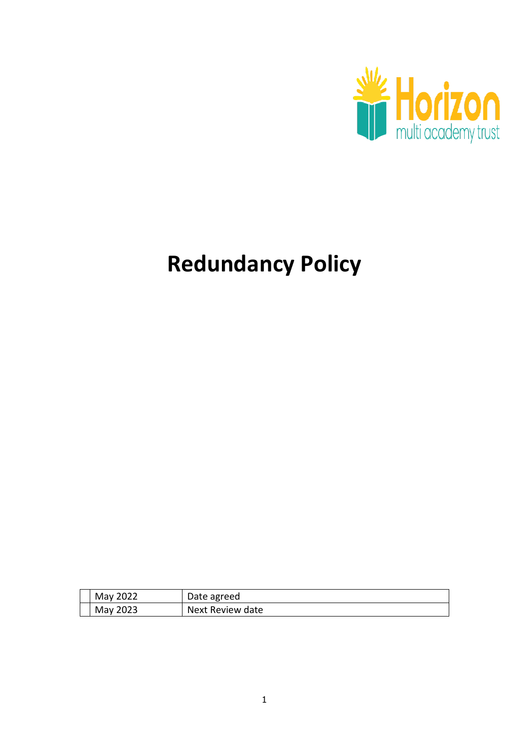Horizon multi academy trust

# Redundancy Policy

| | | |
|---|---|---|
| | May 2022 | Date agreed |
| | May 2023 | Next Review date |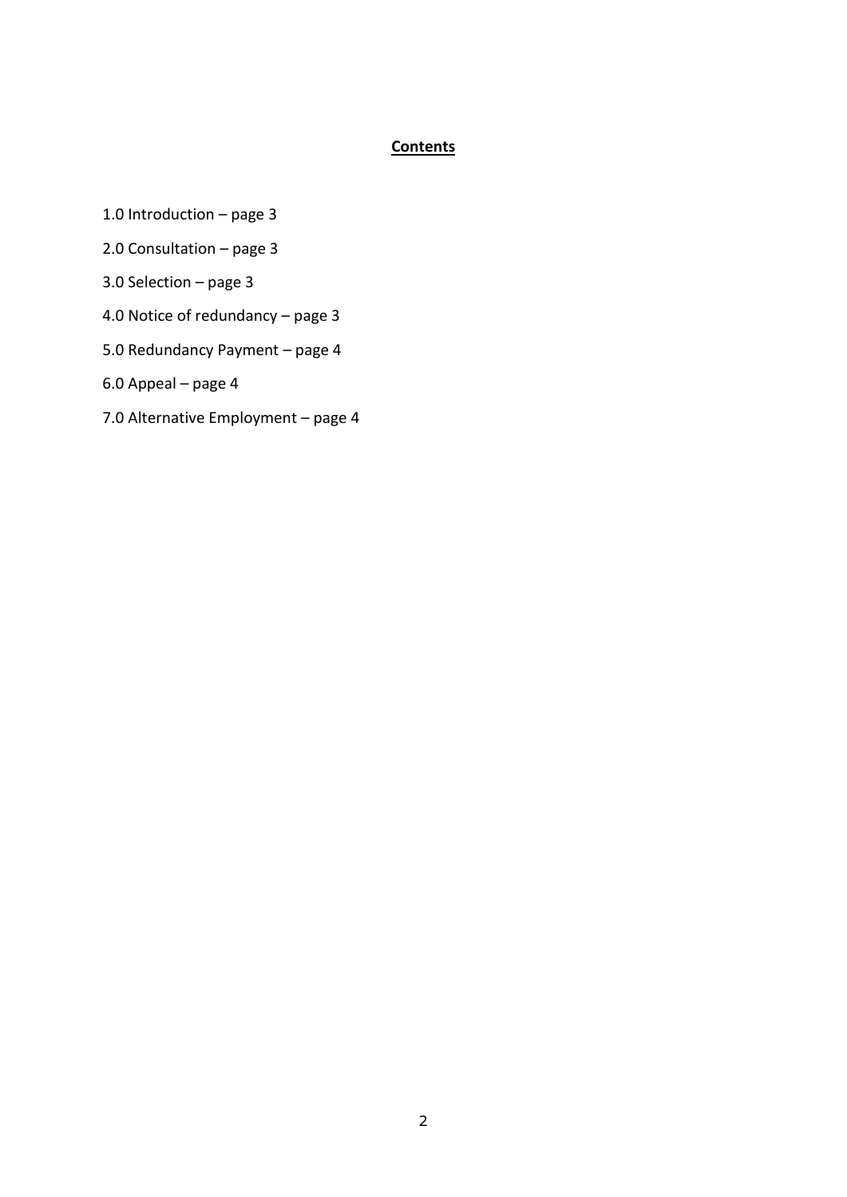## Contents

1.0 Introduction – page 3

2.0 Consultation – page 3

3.0 Selection – page 3

4.0 Notice of redundancy – page 3

5.0 Redundancy Payment – page 4

6.0 Appeal – page 4

7.0 Alternative Employment – page 4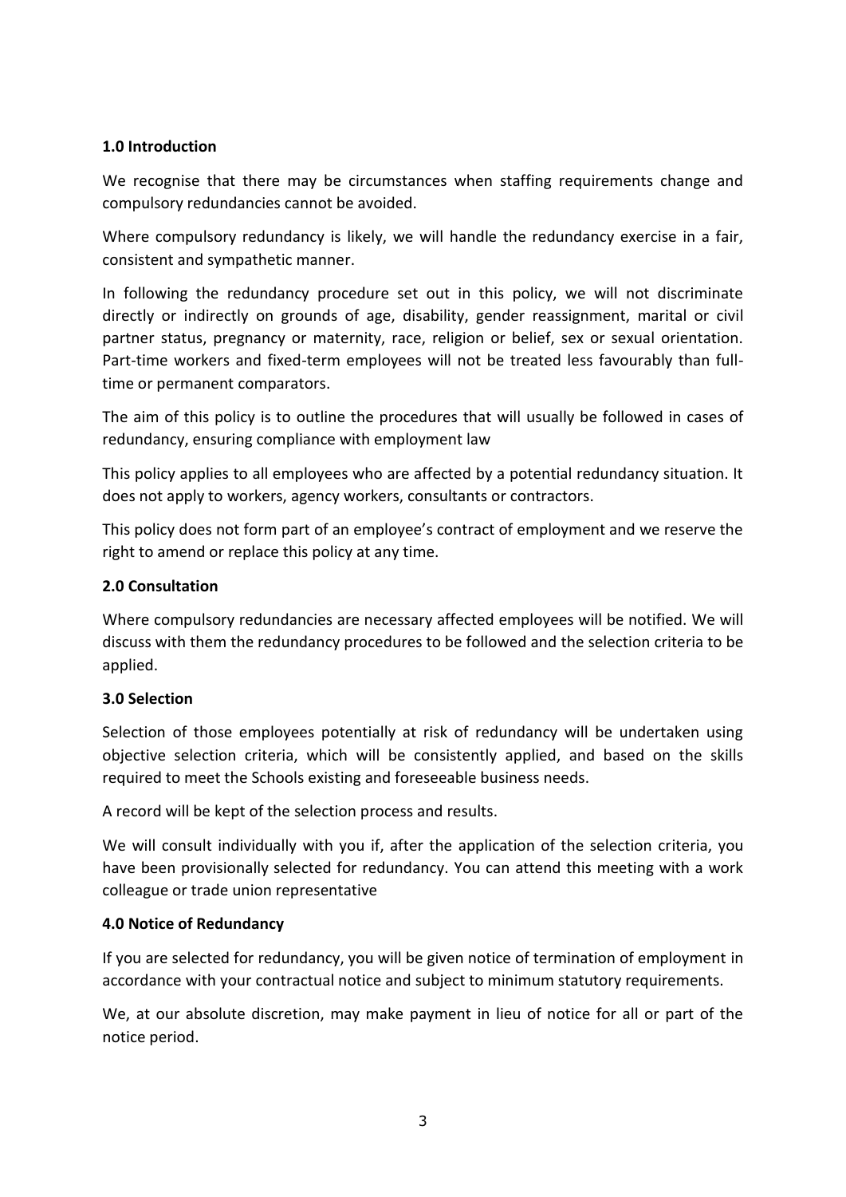**1.0 Introduction**

We recognise that there may be circumstances when staffing requirements change and compulsory redundancies cannot be avoided.

Where compulsory redundancy is likely, we will handle the redundancy exercise in a fair, consistent and sympathetic manner.

In following the redundancy procedure set out in this policy, we will not discriminate directly or indirectly on grounds of age, disability, gender reassignment, marital or civil partner status, pregnancy or maternity, race, religion or belief, sex or sexual orientation. Part-time workers and fixed-term employees will not be treated less favourably than full-time or permanent comparators.

The aim of this policy is to outline the procedures that will usually be followed in cases of redundancy, ensuring compliance with employment law

This policy applies to all employees who are affected by a potential redundancy situation. It does not apply to workers, agency workers, consultants or contractors.

This policy does not form part of an employee's contract of employment and we reserve the right to amend or replace this policy at any time.

**2.0 Consultation**

Where compulsory redundancies are necessary affected employees will be notified. We will discuss with them the redundancy procedures to be followed and the selection criteria to be applied.

**3.0 Selection**

Selection of those employees potentially at risk of redundancy will be undertaken using objective selection criteria, which will be consistently applied, and based on the skills required to meet the Schools existing and foreseeable business needs.

A record will be kept of the selection process and results.

We will consult individually with you if, after the application of the selection criteria, you have been provisionally selected for redundancy. You can attend this meeting with a work colleague or trade union representative

**4.0 Notice of Redundancy**

If you are selected for redundancy, you will be given notice of termination of employment in accordance with your contractual notice and subject to minimum statutory requirements.

We, at our absolute discretion, may make payment in lieu of notice for all or part of the notice period.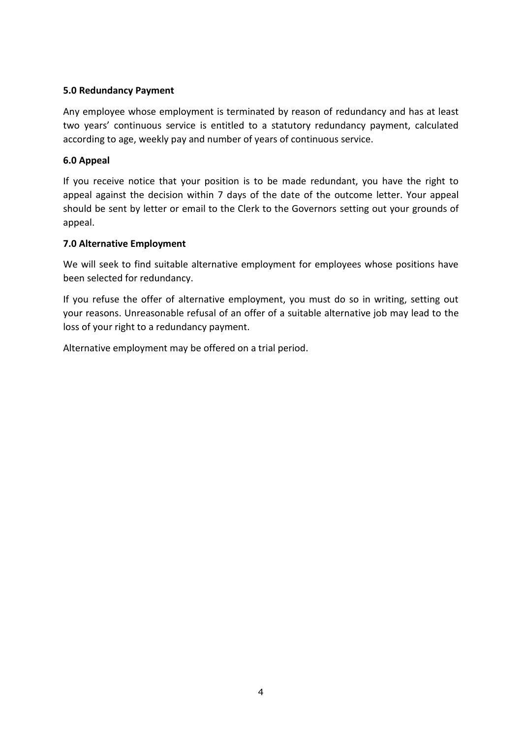**5.0 Redundancy Payment**

Any employee whose employment is terminated by reason of redundancy and has at least two years' continuous service is entitled to a statutory redundancy payment, calculated according to age, weekly pay and number of years of continuous service.

**6.0 Appeal**

If you receive notice that your position is to be made redundant, you have the right to appeal against the decision within 7 days of the date of the outcome letter. Your appeal should be sent by letter or email to the Clerk to the Governors setting out your grounds of appeal.

**7.0 Alternative Employment**

We will seek to find suitable alternative employment for employees whose positions have been selected for redundancy.

If you refuse the offer of alternative employment, you must do so in writing, setting out your reasons. Unreasonable refusal of an offer of a suitable alternative job may lead to the loss of your right to a redundancy payment.

Alternative employment may be offered on a trial period.